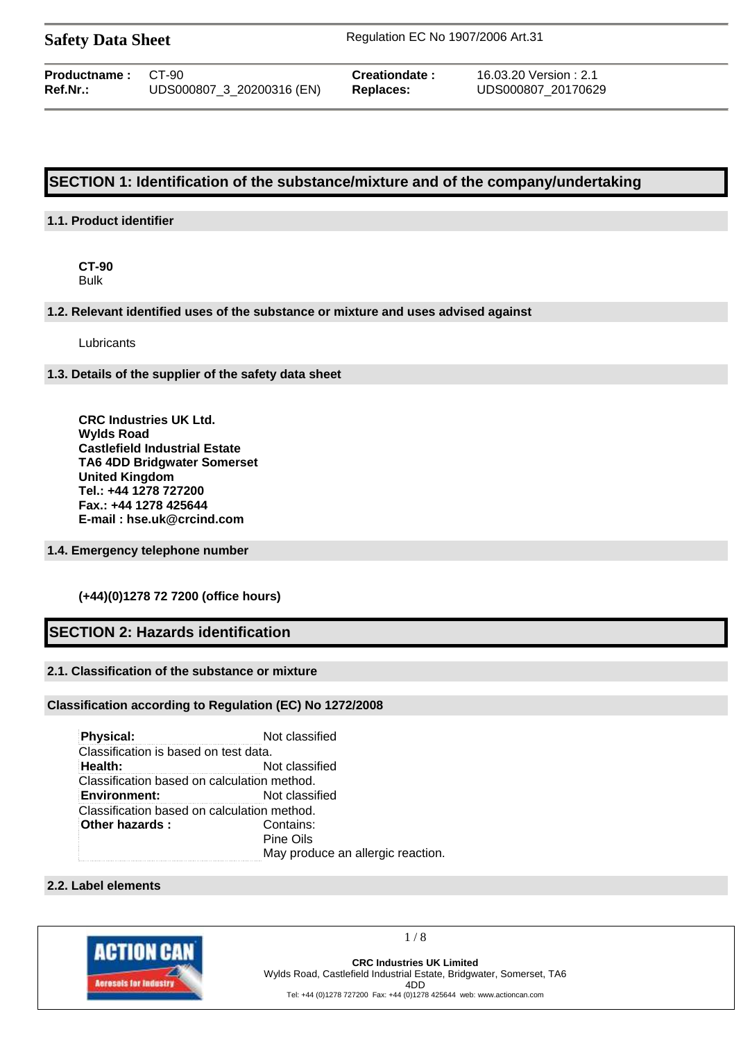# Safety Data Sheet

Regulation EC No 1907/2006 Art.31

| **Productname :** | CT-90 | **Creationdate :** | 16.03.20 Version : 2.1 |
|---|---|---|---|
| **Ref.Nr.:** | UDS000807_3_20200316 (EN) | **Replaces:** | UDS000807_20170629 |

## SECTION 1: Identification of the substance/mixture and of the company/undertaking

### 1.1. Product identifier

**CT-90**
Bulk

### 1.2. Relevant identified uses of the substance or mixture and uses advised against

Lubricants

### 1.3. Details of the supplier of the safety data sheet

**CRC Industries UK Ltd.**
**Wylds Road**
**Castlefield Industrial Estate**
**TA6 4DD Bridgwater Somerset**
**United Kingdom**
**Tel.: +44 1278 727200**
**Fax.: +44 1278 425644**
**E-mail : hse.uk@crcind.com**

### 1.4. Emergency telephone number

**(+44)(0)1278 72 7200 (office hours)**

## SECTION 2: Hazards identification

### 2.1. Classification of the substance or mixture

### Classification according to Regulation (EC) No 1272/2008

| | |
|---|---|
| **Physical:** | Not classified |
| Classification is based on test data. | |
| **Health:** | Not classified |
| Classification based on calculation method. | |
| **Environment:** | Not classified |
| Classification based on calculation method. | |
| **Other hazards :** | Contains: Pine Oils May produce an allergic reaction. |

### 2.2. Label elements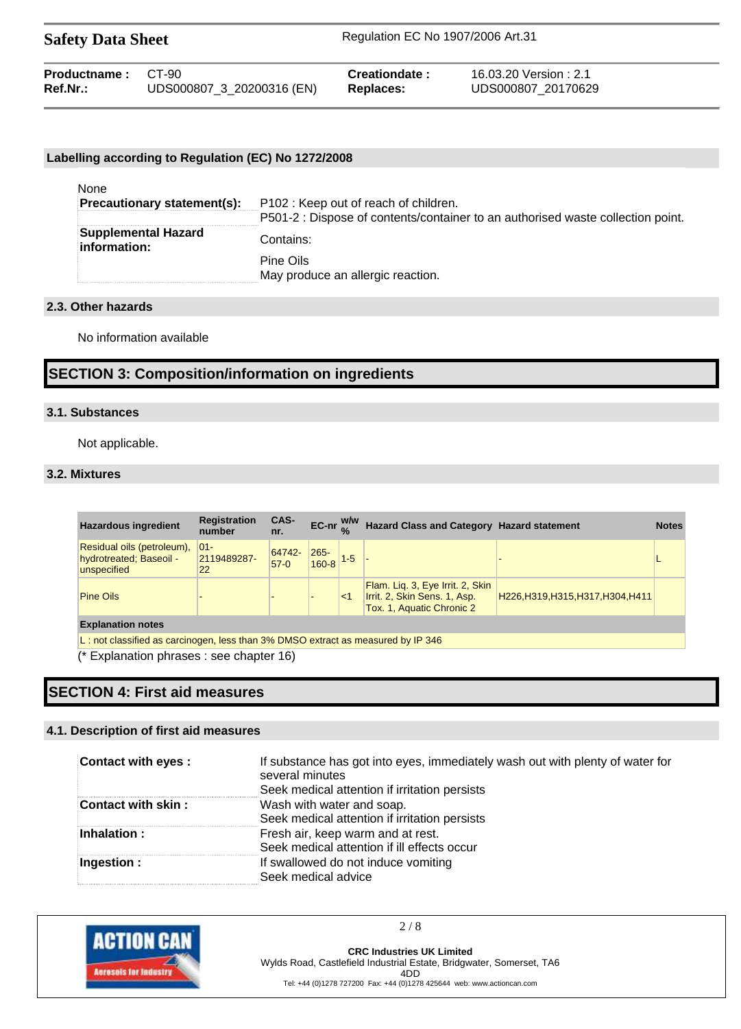### Labelling according to Regulation (EC) No 1272/2008

None

| | |
|---|---|
| **Precautionary statement(s):** | P102 : Keep out of reach of children.<br>P501-2 : Dispose of contents/container to an authorised waste collection point. |
| **Supplemental Hazard information:** | Contains:<br>Pine Oils<br>May produce an allergic reaction. |

### 2.3. Other hazards

No information available

## SECTION 3: Composition/information on ingredients

### 3.1. Substances

Not applicable.

### 3.2. Mixtures

| Hazardous ingredient | Registration number | CAS-nr. | EC-nr | w/w % | Hazard Class and Category | Hazard statement | Notes |
|---|---|---|---|---|---|---|---|
| Residual oils (petroleum), hydrotreated; Baseoil - unspecified | 01-2119489287-22 | 64742-57-0 | 265-160-8 | 1-5 | - | - | L |
| Pine Oils | - | - | - | <1 | Flam. Liq. 3, Eye Irrit. 2, Skin Irrit. 2, Skin Sens. 1, Asp. Tox. 1, Aquatic Chronic 2 | H226,H319,H315,H317,H304,H411 | |
| **Explanation notes** | | | | | | | |
| L : not classified as carcinogen, less than 3% DMSO extract as measured by IP 346 | | | | | | | |

(* Explanation phrases : see chapter 16)

## SECTION 4: First aid measures

### 4.1. Description of first aid measures

| | |
|---|---|
| **Contact with eyes :** | If substance has got into eyes, immediately wash out with plenty of water for several minutes<br>Seek medical attention if irritation persists |
| **Contact with skin :** | Wash with water and soap.<br>Seek medical attention if irritation persists |
| **Inhalation :** | Fresh air, keep warm and at rest.<br>Seek medical attention if ill effects occur |
| **Ingestion :** | If swallowed do not induce vomiting<br>Seek medical advice |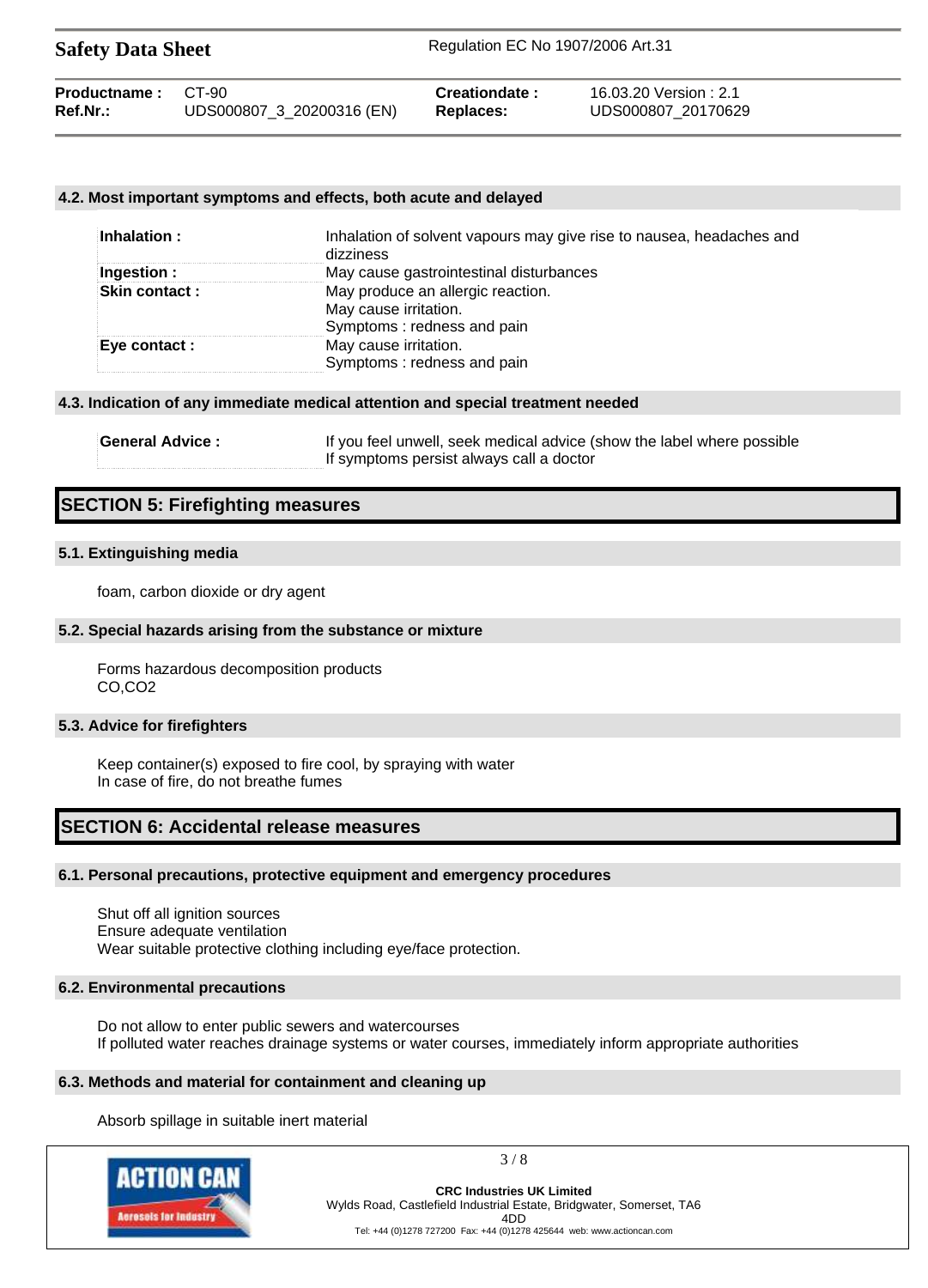#### 4.2. Most important symptoms and effects, both acute and delayed

| | |
|---|---|
| **Inhalation :** | Inhalation of solvent vapours may give rise to nausea, headaches and dizziness |
| **Ingestion :** | May cause gastrointestinal disturbances |
| **Skin contact :** | May produce an allergic reaction.<br>May cause irritation.<br>Symptoms : redness and pain |
| **Eye contact :** | May cause irritation.<br>Symptoms : redness and pain |

#### 4.3. Indication of any immediate medical attention and special treatment needed

| | |
|---|---|
| **General Advice :** | If you feel unwell, seek medical advice (show the label where possible<br>If symptoms persist always call a doctor |

## SECTION 5: Firefighting measures

#### 5.1. Extinguishing media

foam, carbon dioxide or dry agent

#### 5.2. Special hazards arising from the substance or mixture

Forms hazardous decomposition products
CO,CO2

#### 5.3. Advice for firefighters

Keep container(s) exposed to fire cool, by spraying with water
In case of fire, do not breathe fumes

## SECTION 6: Accidental release measures

#### 6.1. Personal precautions, protective equipment and emergency procedures

Shut off all ignition sources
Ensure adequate ventilation
Wear suitable protective clothing including eye/face protection.

#### 6.2. Environmental precautions

Do not allow to enter public sewers and watercourses
If polluted water reaches drainage systems or water courses, immediately inform appropriate authorities

#### 6.3. Methods and material for containment and cleaning up

Absorb spillage in suitable inert material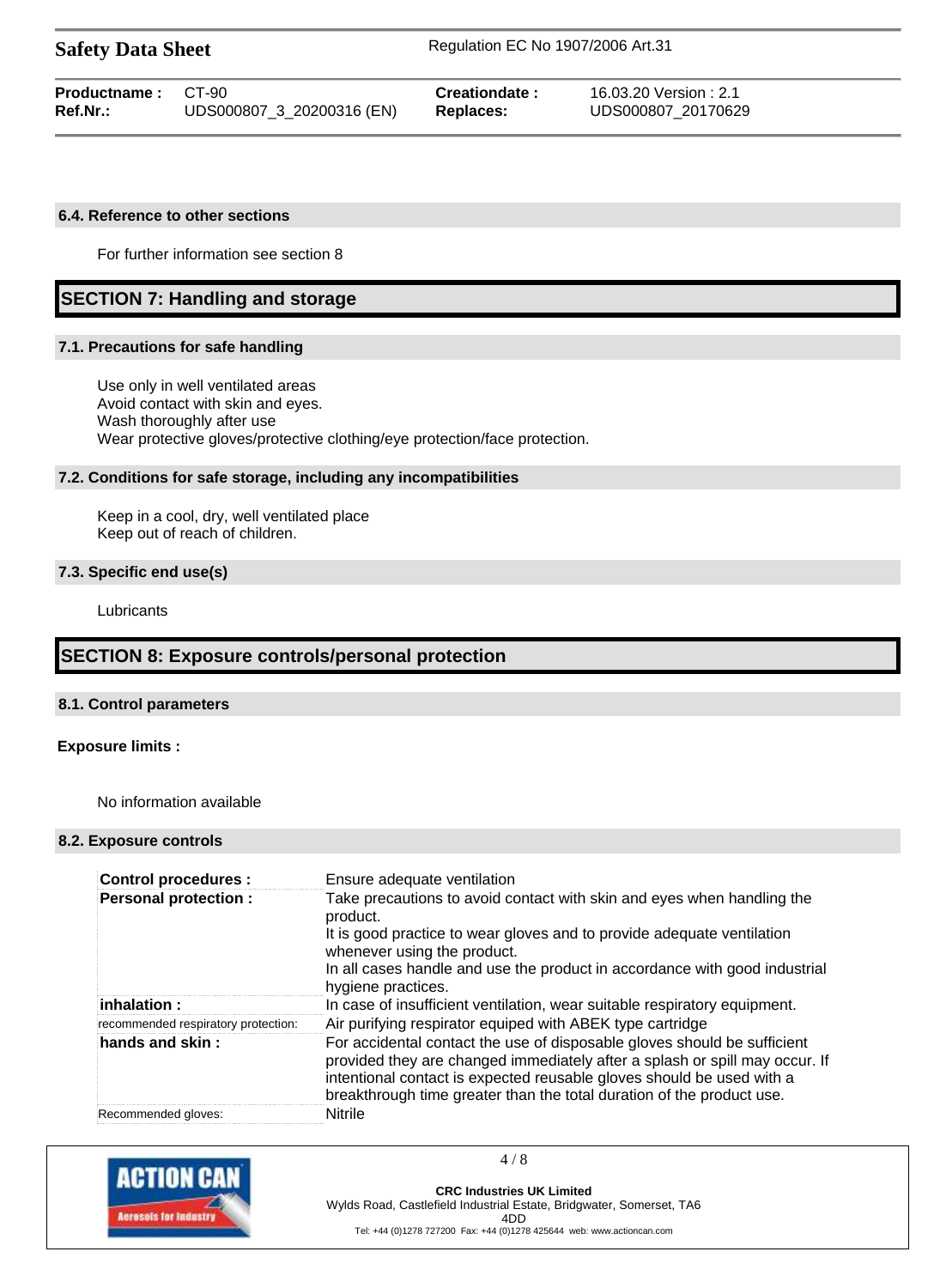### 6.4. Reference to other sections

For further information see section 8

## SECTION 7: Handling and storage

### 7.1. Precautions for safe handling

Use only in well ventilated areas
Avoid contact with skin and eyes.
Wash thoroughly after use
Wear protective gloves/protective clothing/eye protection/face protection.

### 7.2. Conditions for safe storage, including any incompatibilities

Keep in a cool, dry, well ventilated place
Keep out of reach of children.

### 7.3. Specific end use(s)

Lubricants

## SECTION 8: Exposure controls/personal protection

### 8.1. Control parameters

**Exposure limits :**

No information available

### 8.2. Exposure controls

| | |
|---|---|
| **Control procedures :** | Ensure adequate ventilation |
| **Personal protection :** | Take precautions to avoid contact with skin and eyes when handling the product. It is good practice to wear gloves and to provide adequate ventilation whenever using the product. In all cases handle and use the product in accordance with good industrial hygiene practices. |
| **inhalation :** | In case of insufficient ventilation, wear suitable respiratory equipment. |
| recommended respiratory protection: | Air purifying respirator equiped with ABEK type cartridge |
| **hands and skin :** | For accidental contact the use of disposable gloves should be sufficient provided they are changed immediately after a splash or spill may occur. If intentional contact is expected reusable gloves should be used with a breakthrough time greater than the total duration of the product use. |
| Recommended gloves: | Nitrile |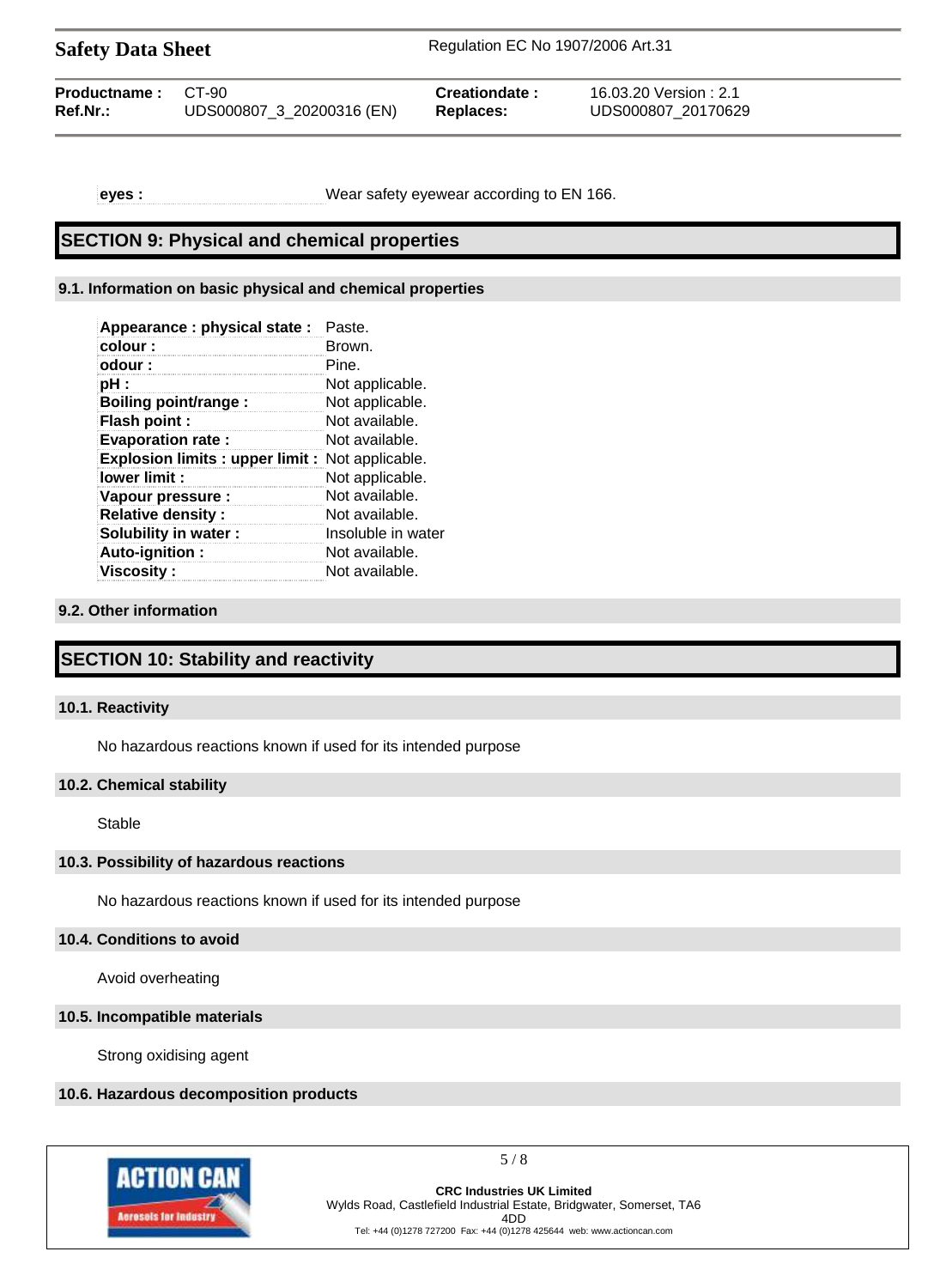| | |
|---|---|
| **eyes :** | Wear safety eyewear according to EN 166. |

## SECTION 9: Physical and chemical properties

### 9.1. Information on basic physical and chemical properties

| | |
|---|---|
| **Appearance : physical state :** | Paste. |
| **colour :** | Brown. |
| **odour :** | Pine. |
| **pH :** | Not applicable. |
| **Boiling point/range :** | Not applicable. |
| **Flash point :** | Not available. |
| **Evaporation rate :** | Not available. |
| **Explosion limits : upper limit :** | Not applicable. |
| **lower limit :** | Not applicable. |
| **Vapour pressure :** | Not available. |
| **Relative density :** | Not available. |
| **Solubility in water :** | Insoluble in water |
| **Auto-ignition :** | Not available. |
| **Viscosity :** | Not available. |

### 9.2. Other information

## SECTION 10: Stability and reactivity

### 10.1. Reactivity

No hazardous reactions known if used for its intended purpose

### 10.2. Chemical stability

Stable

### 10.3. Possibility of hazardous reactions

No hazardous reactions known if used for its intended purpose

### 10.4. Conditions to avoid

Avoid overheating

### 10.5. Incompatible materials

Strong oxidising agent

### 10.6. Hazardous decomposition products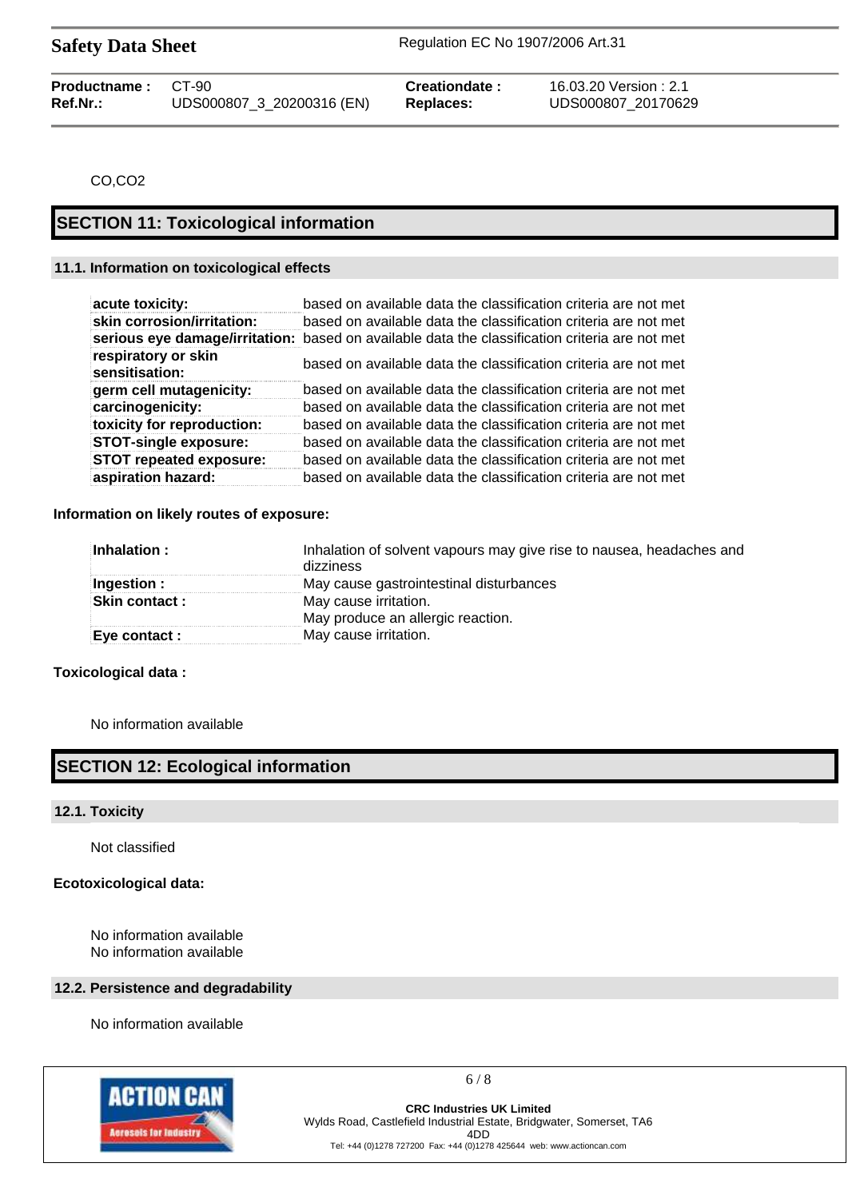$CO, CO_2$

## SECTION 11: Toxicological information

### 11.1. Information on toxicological effects

| | |
|---|---|
| **acute toxicity:** | based on available data the classification criteria are not met |
| **skin corrosion/irritation:** | based on available data the classification criteria are not met |
| **serious eye damage/irritation:** | based on available data the classification criteria are not met |
| **respiratory or skin sensitisation:** | based on available data the classification criteria are not met |
| **germ cell mutagenicity:** | based on available data the classification criteria are not met |
| **carcinogenicity:** | based on available data the classification criteria are not met |
| **toxicity for reproduction:** | based on available data the classification criteria are not met |
| **STOT-single exposure:** | based on available data the classification criteria are not met |
| **STOT repeated exposure:** | based on available data the classification criteria are not met |
| **aspiration hazard:** | based on available data the classification criteria are not met |

**Information on likely routes of exposure:**

| | |
|---|---|
| **Inhalation :** | Inhalation of solvent vapours may give rise to nausea, headaches and dizziness |
| **Ingestion :** | May cause gastrointestinal disturbances |
| **Skin contact :** | May cause irritation.<br>May produce an allergic reaction. |
| **Eye contact :** | May cause irritation. |

**Toxicological data :**

No information available

## SECTION 12: Ecological information

### 12.1. Toxicity

Not classified

**Ecotoxicological data:**

No information available
No information available

### 12.2. Persistence and degradability

No information available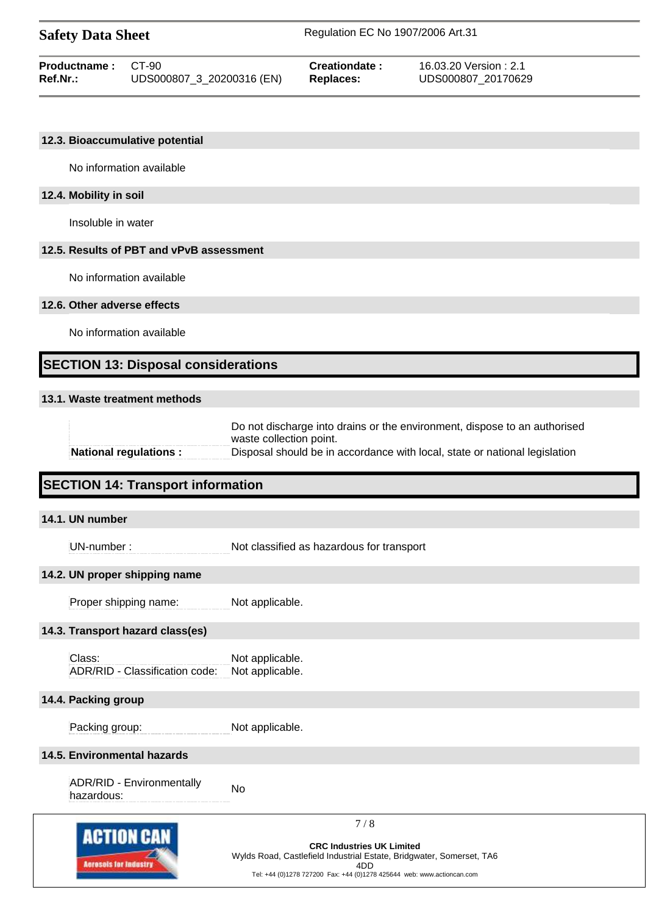### 12.3. Bioaccumulative potential

No information available

### 12.4. Mobility in soil

Insoluble in water

### 12.5. Results of PBT and vPvB assessment

No information available

### 12.6. Other adverse effects

No information available

## SECTION 13: Disposal considerations

### 13.1. Waste treatment methods

| | |
|---|---|
| | Do not discharge into drains or the environment, dispose to an authorised waste collection point. |
| **National regulations :** | Disposal should be in accordance with local, state or national legislation |

## SECTION 14: Transport information

### 14.1. UN number

| | |
|---|---|
| UN-number : | Not classified as hazardous for transport |

### 14.2. UN proper shipping name

| | |
|---|---|
| Proper shipping name: | Not applicable. |

### 14.3. Transport hazard class(es)

| | |
|---|---|
| Class: | Not applicable. |
| ADR/RID - Classification code: | Not applicable. |

### 14.4. Packing group

| | |
|---|---|
| Packing group: | Not applicable. |

### 14.5. Environmental hazards

| | |
|---|---|
| ADR/RID - Environmentally hazardous: | No |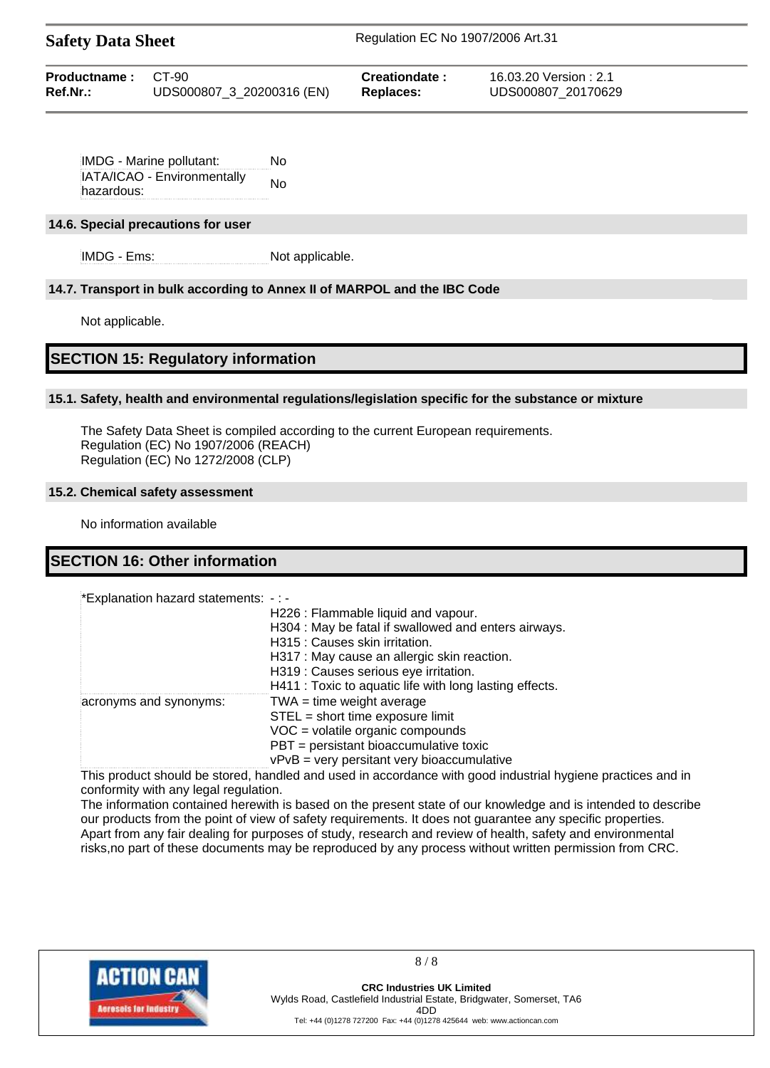| | |
|---|---|
| IMDG - Marine pollutant: | No |
| IATA/ICAO - Environmentally hazardous: | No |

### 14.6. Special precautions for user

| | |
|---|---|
| IMDG - Ems: | Not applicable. |

### 14.7. Transport in bulk according to Annex II of MARPOL and the IBC Code

Not applicable.

## SECTION 15: Regulatory information

### 15.1. Safety, health and environmental regulations/legislation specific for the substance or mixture

The Safety Data Sheet is compiled according to the current European requirements.
Regulation (EC) No 1907/2006 (REACH)
Regulation (EC) No 1272/2008 (CLP)

### 15.2. Chemical safety assessment

No information available

## SECTION 16: Other information

| | |
|---|---|
| *Explanation hazard statements: | - : -<br>H226 : Flammable liquid and vapour.<br>H304 : May be fatal if swallowed and enters airways.<br>H315 : Causes skin irritation.<br>H317 : May cause an allergic skin reaction.<br>H319 : Causes serious eye irritation.<br>H411 : Toxic to aquatic life with long lasting effects. |
| acronyms and synonyms: | TWA = time weight average<br>STEL = short time exposure limit<br>VOC = volatile organic compounds<br>PBT = persistant bioaccumulative toxic<br>vPvB = very persitant very bioaccumulative |

This product should be stored, handled and used in accordance with good industrial hygiene practices and in conformity with any legal regulation.
The information contained herewith is based on the present state of our knowledge and is intended to describe our products from the point of view of safety requirements. It does not guarantee any specific properties.
Apart from any fair dealing for purposes of study, research and review of health, safety and environmental risks,no part of these documents may be reproduced by any process without written permission from CRC.